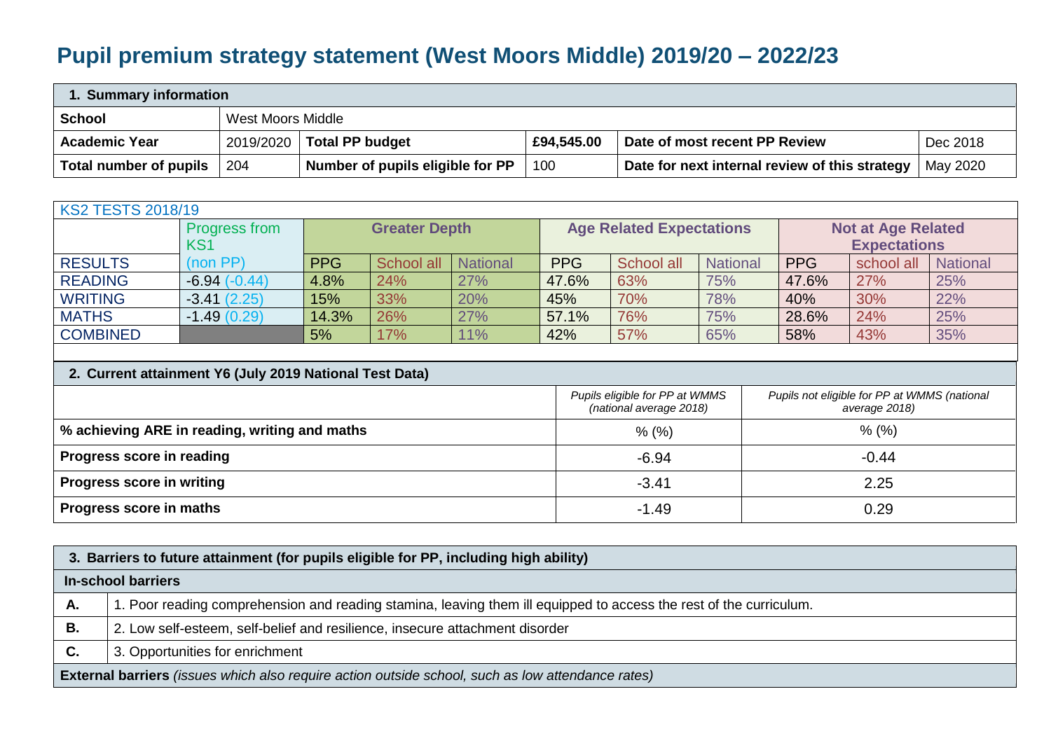# Pupil premium strategy statement (West Moors Middle) 2019/20 – 2022/23

| 1. Summary information | | | | | |
|---|---|---|---|---|---|
| **School** | West Moors Middle | | | | |
| **Academic Year** | 2019/2020 | **Total PP budget** | **£94,545.00** | **Date of most recent PP Review** | Dec 2018 |
| **Total number of pupils** | 204 | **Number of pupils eligible for PP** | 100 | **Date for next internal review of this strategy** | May 2020 |

| KS2 TESTS 2018/19 | | | | | | | | | | |
|---|---|---|---|---|---|---|---|---|---|---|
| | Progress from KS1 | **Greater Depth** | | | **Age Related Expectations** | | | **Not at Age Related Expectations** | | |
| RESULTS | (non PP) | PPG | School all | National | PPG | School all | National | PPG | school all | National |
| READING | -6.94 (-0.44) | 4.8% | 24% | 27% | 47.6% | 63% | 75% | 47.6% | 27% | 25% |
| WRITING | -3.41 (2.25) | 15% | 33% | 20% | 45% | 70% | 78% | 40% | 30% | 22% |
| MATHS | -1.49 (0.29) | 14.3% | 26% | 27% | 57.1% | 76% | 75% | 28.6% | 24% | 25% |
| COMBINED | | 5% | 17% | 11% | 42% | 57% | 65% | 58% | 43% | 35% |

| 2. Current attainment Y6 (July 2019 National Test Data) | | |
|---|---|---|
| | *Pupils eligible for PP at WMMS (national average 2018)* | *Pupils not eligible for PP at WMMS (national average 2018)* |
| **% achieving ARE in reading, writing and maths** | % (%) | % (%) |
| **Progress score in reading** | -6.94 | -0.44 |
| **Progress score in writing** | -3.41 | 2.25 |
| **Progress score in maths** | -1.49 | 0.29 |

| 3. Barriers to future attainment (for pupils eligible for PP, including high ability) | |
|---|---|
| **In-school barriers** | |
| **A.** | 1. Poor reading comprehension and reading stamina, leaving them ill equipped to access the rest of the curriculum. |
| **B.** | 2. Low self-esteem, self-belief and resilience, insecure attachment disorder |
| **C.** | 3. Opportunities for enrichment |
| **External barriers** *(issues which also require action outside school, such as low attendance rates)* | |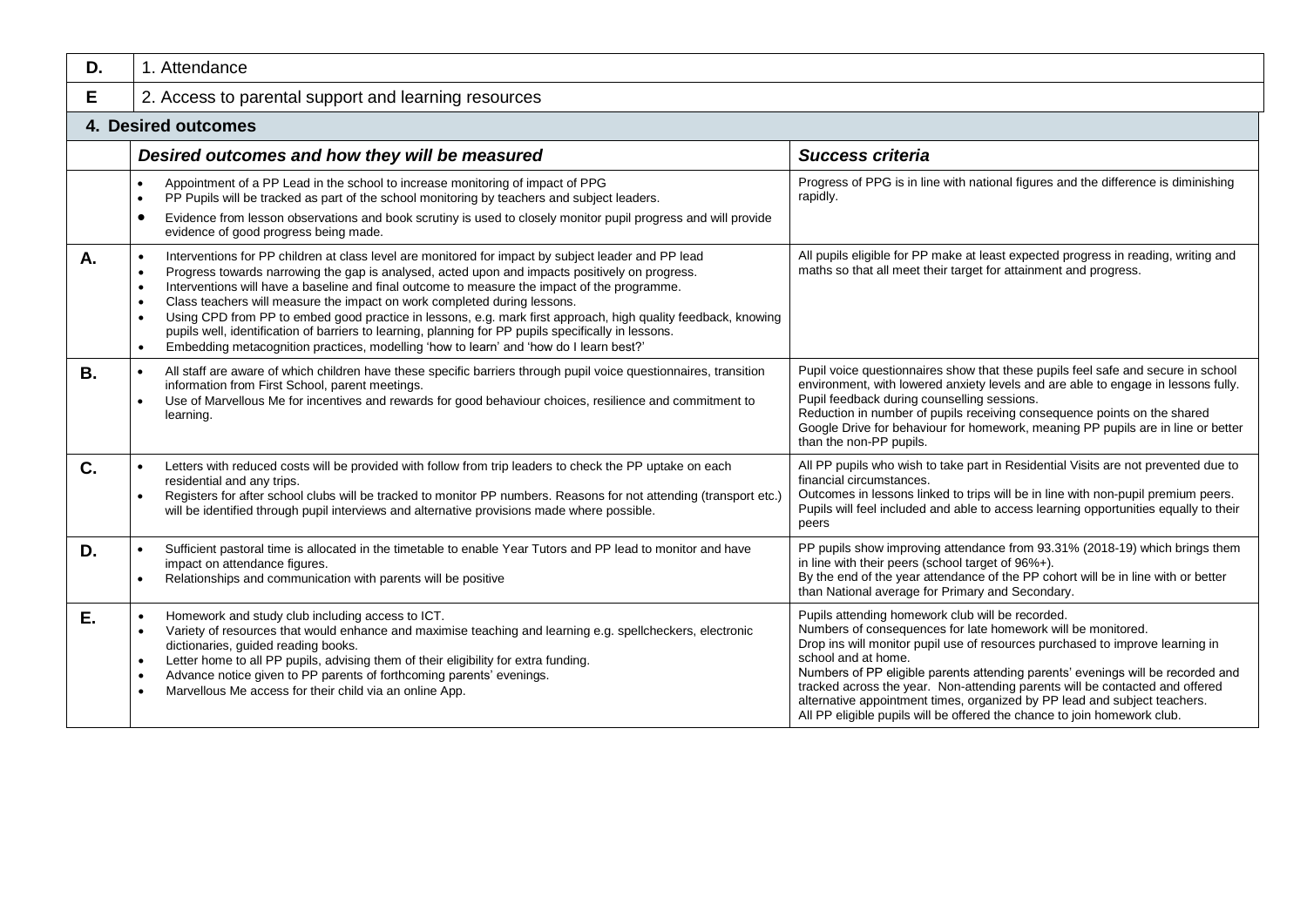| D. | 1. Attendance |
|---|---|
| E | 2. Access to parental support and learning resources |

## 4. Desired outcomes

| | *Desired outcomes and how they will be measured* | *Success criteria* |
|---|---|---|
| | • Appointment of a PP Lead in the school to increase monitoring of impact of PPG<br>• PP Pupils will be tracked as part of the school monitoring by teachers and subject leaders.<br>• Evidence from lesson observations and book scrutiny is used to closely monitor pupil progress and will provide evidence of good progress being made. | Progress of PPG is in line with national figures and the difference is diminishing rapidly. |
| A. | • Interventions for PP children at class level are monitored for impact by subject leader and PP lead<br>• Progress towards narrowing the gap is analysed, acted upon and impacts positively on progress.<br>• Interventions will have a baseline and final outcome to measure the impact of the programme.<br>• Class teachers will measure the impact on work completed during lessons.<br>• Using CPD from PP to embed good practice in lessons, e.g. mark first approach, high quality feedback, knowing pupils well, identification of barriers to learning, planning for PP pupils specifically in lessons.<br>• Embedding metacognition practices, modelling 'how to learn' and 'how do I learn best?' | All pupils eligible for PP make at least expected progress in reading, writing and maths so that all meet their target for attainment and progress. |
| B. | • All staff are aware of which children have these specific barriers through pupil voice questionnaires, transition information from First School, parent meetings.<br>• Use of Marvellous Me for incentives and rewards for good behaviour choices, resilience and commitment to learning. | Pupil voice questionnaires show that these pupils feel safe and secure in school environment, with lowered anxiety levels and are able to engage in lessons fully.<br>Pupil feedback during counselling sessions.<br>Reduction in number of pupils receiving consequence points on the shared Google Drive for behaviour for homework, meaning PP pupils are in line or better than the non-PP pupils. |
| C. | • Letters with reduced costs will be provided with follow from trip leaders to check the PP uptake on each residential and any trips.<br>• Registers for after school clubs will be tracked to monitor PP numbers. Reasons for not attending (transport etc.) will be identified through pupil interviews and alternative provisions made where possible. | All PP pupils who wish to take part in Residential Visits are not prevented due to financial circumstances.<br>Outcomes in lessons linked to trips will be in line with non-pupil premium peers.<br>Pupils will feel included and able to access learning opportunities equally to their peers |
| D. | • Sufficient pastoral time is allocated in the timetable to enable Year Tutors and PP lead to monitor and have impact on attendance figures.<br>• Relationships and communication with parents will be positive | PP pupils show improving attendance from 93.31% (2018-19) which brings them in line with their peers (school target of 96%+).<br>By the end of the year attendance of the PP cohort will be in line with or better than National average for Primary and Secondary. |
| E. | • Homework and study club including access to ICT.<br>• Variety of resources that would enhance and maximise teaching and learning e.g. spellcheckers, electronic dictionaries, guided reading books.<br>• Letter home to all PP pupils, advising them of their eligibility for extra funding.<br>• Advance notice given to PP parents of forthcoming parents' evenings.<br>• Marvellous Me access for their child via an online App. | Pupils attending homework club will be recorded.<br>Numbers of consequences for late homework will be monitored.<br>Drop ins will monitor pupil use of resources purchased to improve learning in school and at home.<br>Numbers of PP eligible parents attending parents' evenings will be recorded and tracked across the year. Non-attending parents will be contacted and offered alternative appointment times, organized by PP lead and subject teachers.<br>All PP eligible pupils will be offered the chance to join homework club. |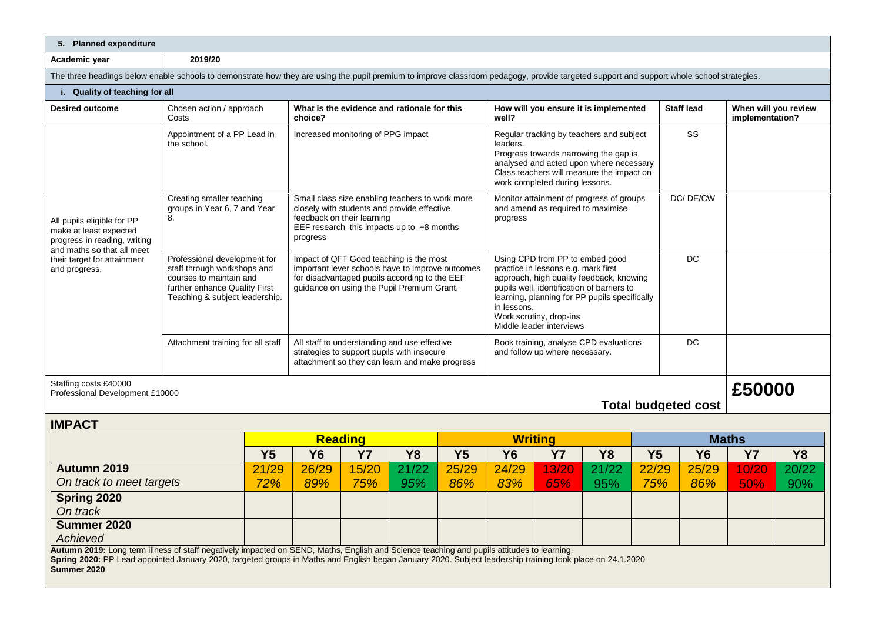## 5. Planned expenditure

| Academic year | 2019/20 |
|---|---|

The three headings below enable schools to demonstrate how they are using the pupil premium to improve classroom pedagogy, provide targeted support and support whole school strategies.

### i. Quality of teaching for all

| Desired outcome | Chosen action / approach Costs | What is the evidence and rationale for this choice? | How will you ensure it is implemented well? | Staff lead | When will you review implementation? |
|---|---|---|---|---|---|
| All pupils eligible for PP make at least expected progress in reading, writing and maths so that all meet their target for attainment and progress. | Appointment of a PP Lead in the school. | Increased monitoring of PPG impact | Regular tracking by teachers and subject leaders. Progress towards narrowing the gap is analysed and acted upon where necessary Class teachers will measure the impact on work completed during lessons. | SS | |
| | Creating smaller teaching groups in Year 6, 7 and Year 8. | Small class size enabling teachers to work more closely with students and provide effective feedback on their learning EEF research this impacts up to +8 months progress | Monitor attainment of progress of groups and amend as required to maximise progress | DC/ DE/CW | |
| | Professional development for staff through workshops and courses to maintain and further enhance Quality First Teaching & subject leadership. | Impact of QFT Good teaching is the most important lever schools have to improve outcomes for disadvantaged pupils according to the EEF guidance on using the Pupil Premium Grant. | Using CPD from PP to embed good practice in lessons e.g. mark first approach, high quality feedback, knowing pupils well, identification of barriers to learning, planning for PP pupils specifically in lessons. Work scrutiny, drop-ins Middle leader interviews | DC | |
| | Attachment training for all staff | All staff to understanding and use effective strategies to support pupils with insecure attachment so they can learn and make progress | Book training, analyse CPD evaluations and follow up where necessary. | DC | |

Staffing costs £40000
Professional Development £10000

**Total budgeted cost** **£50000**

## IMPACT

| | Reading | | | | Writing | | | | Maths | | | |
|---|---|---|---|---|---|---|---|---|---|---|---|---|
| | **Y5** | **Y6** | **Y7** | **Y8** | **Y5** | **Y6** | **Y7** | **Y8** | **Y5** | **Y6** | **Y7** | **Y8** |
| **Autumn 2019** *On track to meet targets* | 21/29 *72%* | 26/29 *89%* | 15/20 *75%* | 21/22 *95%* | 25/29 *86%* | 24/29 *83%* | 13/20 *65%* | 21/22 95% | 22/29 *75%* | 25/29 *86%* | 10/20 50% | 20/22 90% |
| **Spring 2020** *On track* | | | | | | | | | | | | |
| **Summer 2020** *Achieved* | | | | | | | | | | | | |

**Autumn 2019:** Long term illness of staff negatively impacted on SEND, Maths, English and Science teaching and pupils attitudes to learning.
**Spring 2020:** PP Lead appointed January 2020, targeted groups in Maths and English began January 2020. Subject leadership training took place on 24.1.2020
**Summer 2020**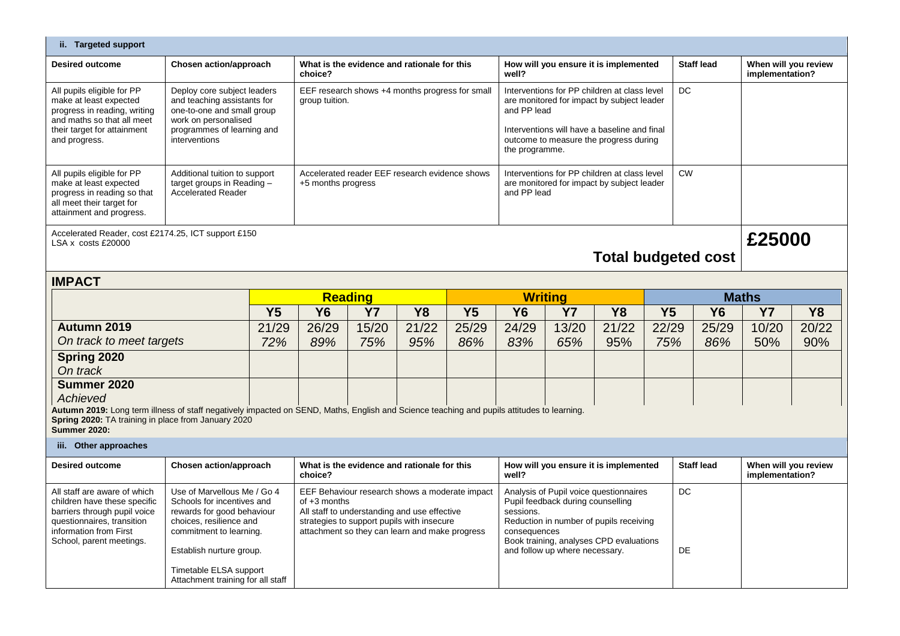**ii. Targeted support**

| Desired outcome | Chosen action/approach | What is the evidence and rationale for this choice? | How will you ensure it is implemented well? | Staff lead | When will you review implementation? |
|---|---|---|---|---|---|
| All pupils eligible for PP make at least expected progress in reading, writing and maths so that all meet their target for attainment and progress. | Deploy core subject leaders and teaching assistants for one-to-one and small group work on personalised programmes of learning and interventions | EEF research shows +4 months progress for small group tuition. | Interventions for PP children at class level are monitored for impact by subject leader and PP lead<br><br>Interventions will have a baseline and final outcome to measure the progress during the programme. | DC | |
| All pupils eligible for PP make at least expected progress in reading so that all meet their target for attainment and progress. | Additional tuition to support target groups in Reading – Accelerated Reader | Accelerated reader EEF research evidence shows +5 months progress | Interventions for PP children at class level are monitored for impact by subject leader and PP lead | CW | |

Accelerated Reader, cost £2174.25, ICT support £150
LSA x costs £20000

**Total budgeted cost** **£25000**

## IMPACT

| | Reading | | | | Writing | | | | Maths | | | |
|---|---|---|---|---|---|---|---|---|---|---|---|---|
| | Y5 | Y6 | Y7 | Y8 | Y5 | Y6 | Y7 | Y8 | Y5 | Y6 | Y7 | Y8 |
| **Autumn 2019**<br>*On track to meet targets* | 21/29<br>*72%* | 26/29<br>*89%* | 15/20<br>*75%* | 21/22<br>*95%* | 25/29<br>86% | 24/29<br>83% | 13/20<br>65% | 21/22<br>95% | 22/29<br>75% | 25/29<br>86% | 10/20<br>50% | 20/22<br>90% |
| **Spring 2020**<br>*On track* | | | | | | | | | | | | |
| **Summer 2020**<br>*Achieved* | | | | | | | | | | | | |

**Autumn 2019:** Long term illness of staff negatively impacted on SEND, Maths, English and Science teaching and pupils attitudes to learning.
**Spring 2020:** TA training in place from January 2020
**Summer 2020:**

**iii. Other approaches**

| Desired outcome | Chosen action/approach | What is the evidence and rationale for this choice? | How will you ensure it is implemented well? | Staff lead | When will you review implementation? |
|---|---|---|---|---|---|
| All staff are aware of which children have these specific barriers through pupil voice questionnaires, transition information from First School, parent meetings. | Use of Marvellous Me / Go 4 Schools for incentives and rewards for good behaviour choices, resilience and commitment to learning.<br><br>Establish nurture group.<br><br>Timetable ELSA support<br>Attachment training for all staff | EEF Behaviour research shows a moderate impact of +3 months<br>All staff to understanding and use effective strategies to support pupils with insecure attachment so they can learn and make progress | Analysis of Pupil voice questionnaires<br>Pupil feedback during counselling sessions.<br>Reduction in number of pupils receiving consequences<br>Book training, analyses CPD evaluations and follow up where necessary. | DC<br><br><br><br>DE | |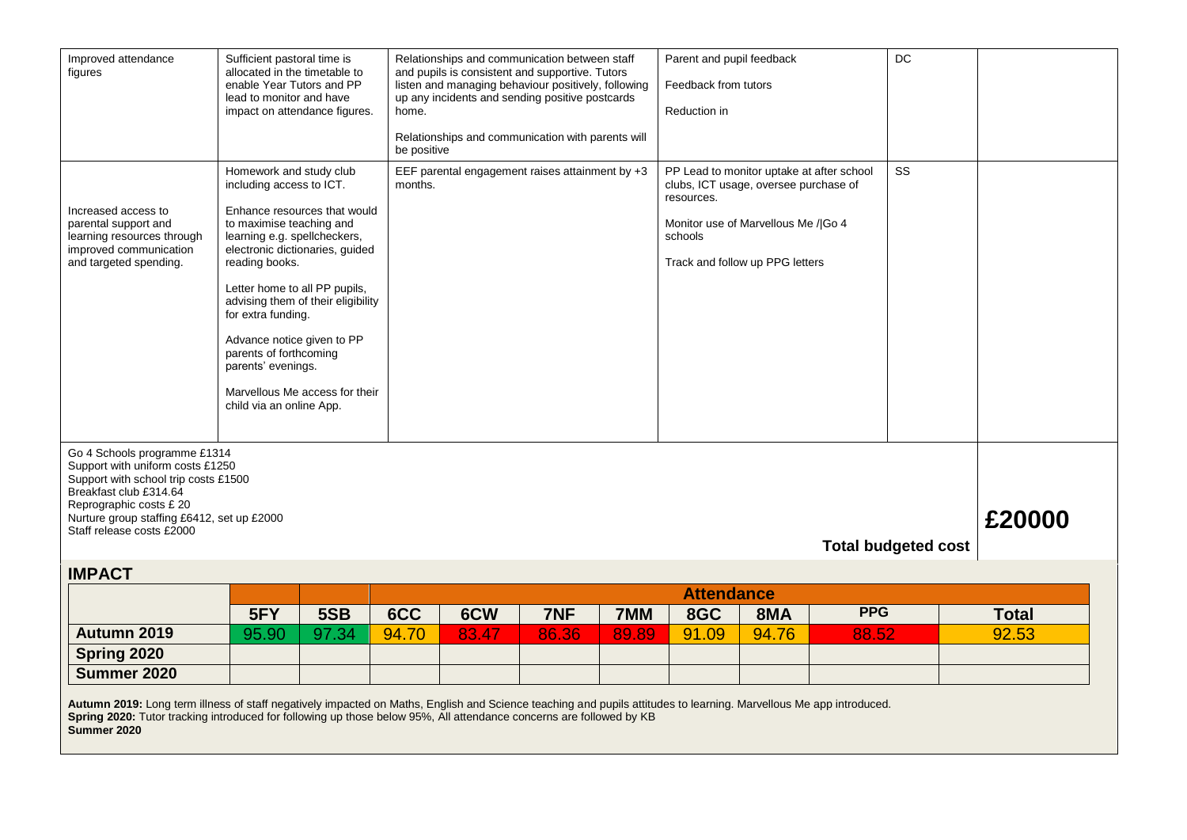| Improved attendance figures | Sufficient pastoral time is allocated in the timetable to enable Year Tutors and PP lead to monitor and have impact on attendance figures. | Relationships and communication between staff and pupils is consistent and supportive. Tutors listen and managing behaviour positively, following up any incidents and sending positive postcards home.<br><br>Relationships and communication with parents will be positive | Parent and pupil feedback<br><br>Feedback from tutors<br><br>Reduction in | DC | |
|---|---|---|---|---|---|
| Increased access to parental support and learning resources through improved communication and targeted spending. | Homework and study club including access to ICT.<br><br>Enhance resources that would to maximise teaching and learning e.g. spellcheckers, electronic dictionaries, guided reading books.<br><br>Letter home to all PP pupils, advising them of their eligibility for extra funding.<br><br>Advance notice given to PP parents of forthcoming parents' evenings.<br><br>Marvellous Me access for their child via an online App. | EEF parental engagement raises attainment by +3 months. | PP Lead to monitor uptake at after school clubs, ICT usage, oversee purchase of resources.<br><br>Monitor use of Marvellous Me /\|Go 4 schools<br><br>Track and follow up PPG letters | SS | |

Go 4 Schools programme £1314
Support with uniform costs £1250
Support with school trip costs £1500
Breakfast club £314.64
Reprographic costs £ 20
Nurture group staffing £6412, set up £2000
Staff release costs £2000

**Total budgeted cost** **£20000**

## IMPACT

| | | | Attendance | | | | | | | |
|---|---|---|---|---|---|---|---|---|---|---|
| | **5FY** | **5SB** | **6CC** | **6CW** | **7NF** | **7MM** | **8GC** | **8MA** | **PPG** | **Total** |
| **Autumn 2019** | 95.90 | 97.34 | 94.70 | 83.47 | 86.36 | 89.89 | 91.09 | 94.76 | 88.52 | 92.53 |
| **Spring 2020** | | | | | | | | | | |
| **Summer 2020** | | | | | | | | | | |

**Autumn 2019:** Long term illness of staff negatively impacted on Maths, English and Science teaching and pupils attitudes to learning. Marvellous Me app introduced.
**Spring 2020:** Tutor tracking introduced for following up those below 95%, All attendance concerns are followed by KB
**Summer 2020**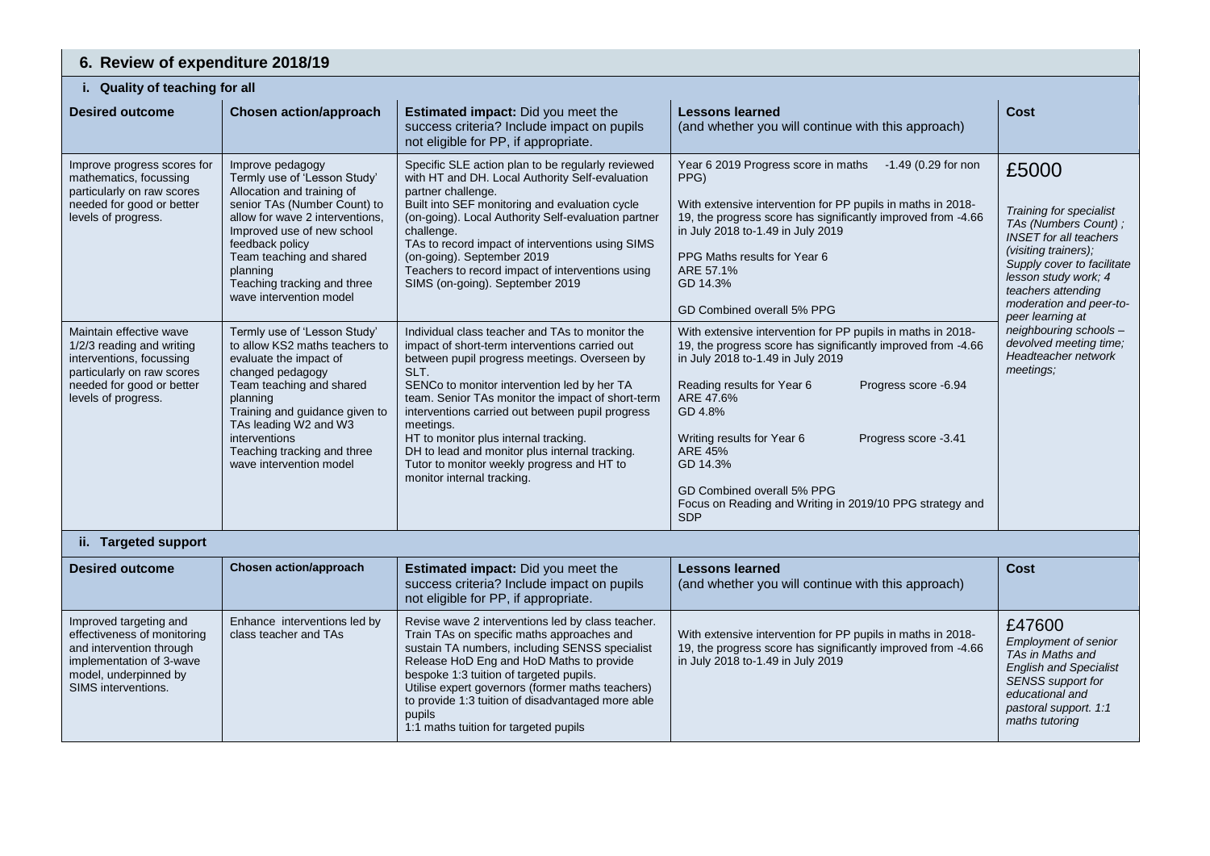## 6. Review of expenditure 2018/19

### i. Quality of teaching for all

| Desired outcome | Chosen action/approach | **Estimated impact:** Did you meet the success criteria? Include impact on pupils not eligible for PP, if appropriate. | **Lessons learned** (and whether you will continue with this approach) | Cost |
|---|---|---|---|---|
| Improve progress scores for mathematics, focussing particularly on raw scores needed for good or better levels of progress. | Improve pedagogy<br>Termly use of 'Lesson Study'<br>Allocation and training of senior TAs (Number Count) to allow for wave 2 interventions,<br>Improved use of new school feedback policy<br>Team teaching and shared planning<br>Teaching tracking and three wave intervention model | Specific SLE action plan to be regularly reviewed with HT and DH. Local Authority Self-evaluation partner challenge.<br>Built into SEF monitoring and evaluation cycle (on-going). Local Authority Self-evaluation partner challenge.<br>TAs to record impact of interventions using SIMS (on-going). September 2019<br>Teachers to record impact of interventions using SIMS (on-going). September 2019 | Year 6 2019 Progress score in maths -1.49 (0.29 for non PPG)<br><br>With extensive intervention for PP pupils in maths in 2018-19, the progress score has significantly improved from -4.66 in July 2018 to-1.49 in July 2019<br><br>PPG Maths results for Year 6<br>ARE 57.1%<br>GD 14.3%<br><br>GD Combined overall 5% PPG | £5000<br><br>*Training for specialist TAs (Numbers Count) ; INSET for all teachers (visiting trainers); Supply cover to facilitate lesson study work; 4 teachers attending moderation and peer-to-peer learning at neighbouring schools – devolved meeting time; Headteacher network meetings;* |
| Maintain effective wave 1/2/3 reading and writing interventions, focussing particularly on raw scores needed for good or better levels of progress. | Termly use of 'Lesson Study' to allow KS2 maths teachers to evaluate the impact of changed pedagogy<br>Team teaching and shared planning<br>Training and guidance given to TAs leading W2 and W3 interventions<br>Teaching tracking and three wave intervention model | Individual class teacher and TAs to monitor the impact of short-term interventions carried out between pupil progress meetings. Overseen by SLT.<br>SENCo to monitor intervention led by her TA team. Senior TAs monitor the impact of short-term interventions carried out between pupil progress meetings.<br>HT to monitor plus internal tracking.<br>DH to lead and monitor plus internal tracking.<br>Tutor to monitor weekly progress and HT to monitor internal tracking. | With extensive intervention for PP pupils in maths in 2018-19, the progress score has significantly improved from -4.66 in July 2018 to-1.49 in July 2019<br><br>Reading results for Year 6 Progress score -6.94<br>ARE 47.6%<br>GD 4.8%<br><br>Writing results for Year 6 Progress score -3.41<br>ARE 45%<br>GD 14.3%<br><br>GD Combined overall 5% PPG<br>Focus on Reading and Writing in 2019/10 PPG strategy and SDP | |

### ii. Targeted support

| Desired outcome | Chosen action/approach | **Estimated impact:** Did you meet the success criteria? Include impact on pupils not eligible for PP, if appropriate. | **Lessons learned** (and whether you will continue with this approach) | Cost |
|---|---|---|---|---|
| Improved targeting and effectiveness of monitoring and intervention through implementation of 3-wave model, underpinned by SIMS interventions. | Enhance interventions led by class teacher and TAs | Revise wave 2 interventions led by class teacher.<br>Train TAs on specific maths approaches and sustain TA numbers, including SENSS specialist<br>Release HoD Eng and HoD Maths to provide bespoke 1:3 tuition of targeted pupils.<br>Utilise expert governors (former maths teachers) to provide 1:3 tuition of disadvantaged more able pupils<br>1:1 maths tuition for targeted pupils | With extensive intervention for PP pupils in maths in 2018-19, the progress score has significantly improved from -4.66 in July 2018 to-1.49 in July 2019 | £47600<br>*Employment of senior TAs in Maths and English and Specialist SENSS support for educational and pastoral support. 1:1 maths tutoring* |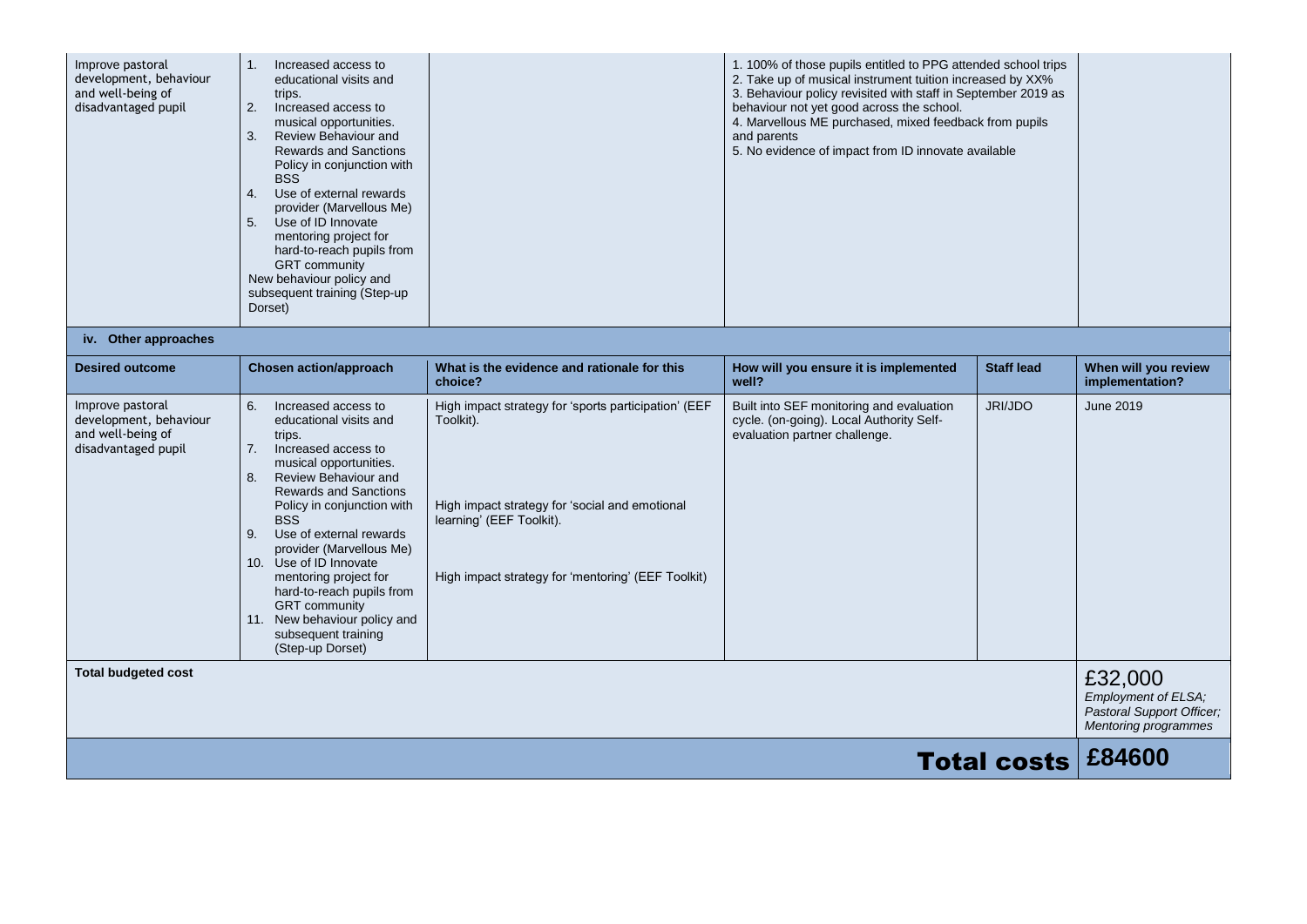| | | | | | |
|---|---|---|---|---|---|
| Improve pastoral development, behaviour and well-being of disadvantaged pupil | 1. Increased access to educational visits and trips.<br>2. Increased access to musical opportunities.<br>3. Review Behaviour and Rewards and Sanctions Policy in conjunction with BSS<br>4. Use of external rewards provider (Marvellous Me)<br>5. Use of ID Innovate mentoring project for hard-to-reach pupils from GRT community<br>New behaviour policy and subsequent training (Step-up Dorset) | | 1. 100% of those pupils entitled to PPG attended school trips<br>2. Take up of musical instrument tuition increased by XX%<br>3. Behaviour policy revisited with staff in September 2019 as behaviour not yet good across the school.<br>4. Marvellous ME purchased, mixed feedback from pupils and parents<br>5. No evidence of impact from ID innovate available | | |

### iv. Other approaches

| Desired outcome | Chosen action/approach | What is the evidence and rationale for this choice? | How will you ensure it is implemented well? | Staff lead | When will you review implementation? |
|---|---|---|---|---|---|
| Improve pastoral development, behaviour and well-being of disadvantaged pupil | 6. Increased access to educational visits and trips.<br>7. Increased access to musical opportunities.<br>8. Review Behaviour and Rewards and Sanctions Policy in conjunction with BSS<br>9. Use of external rewards provider (Marvellous Me)<br>10. Use of ID Innovate mentoring project for hard-to-reach pupils from GRT community<br>11. New behaviour policy and subsequent training (Step-up Dorset) | High impact strategy for 'sports participation' (EEF Toolkit).<br><br>High impact strategy for 'social and emotional learning' (EEF Toolkit).<br><br>High impact strategy for 'mentoring' (EEF Toolkit) | Built into SEF monitoring and evaluation cycle. (on-going). Local Authority Self-evaluation partner challenge. | JRI/JDO | June 2019 |
| **Total budgeted cost** | | | | | £32,000<br>*Employment of ELSA; Pastoral Support Officer; Mentoring programmes* |
| | | | | **Total costs** | **£84600** |